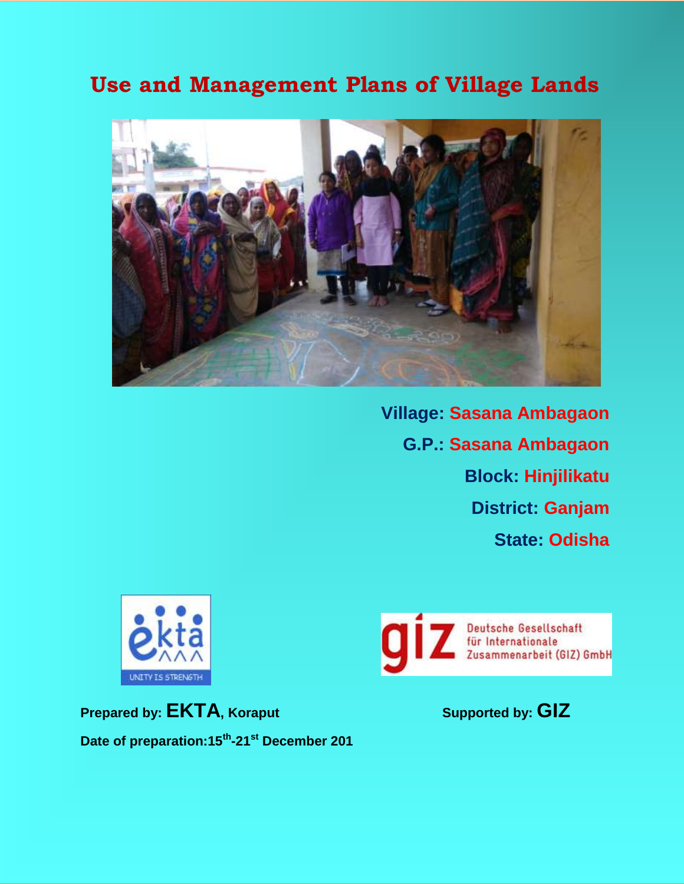# Use and Management Plans of Village Lands

**Village: Sasana Ambagaon**

**G.P.: Sasana Ambagaon**

**Block: Hinjilikatu**

**District: Ganjam**

**State: Odisha**

ekta — UNITY IS STRENGTH

giz — Deutsche Gesellschaft für Internationale Zusammenarbeit (GIZ) GmbH

**Prepared by: EKTA, Koraput**

**Supported by: GIZ**

**Date of preparation: 15th-21st December 201**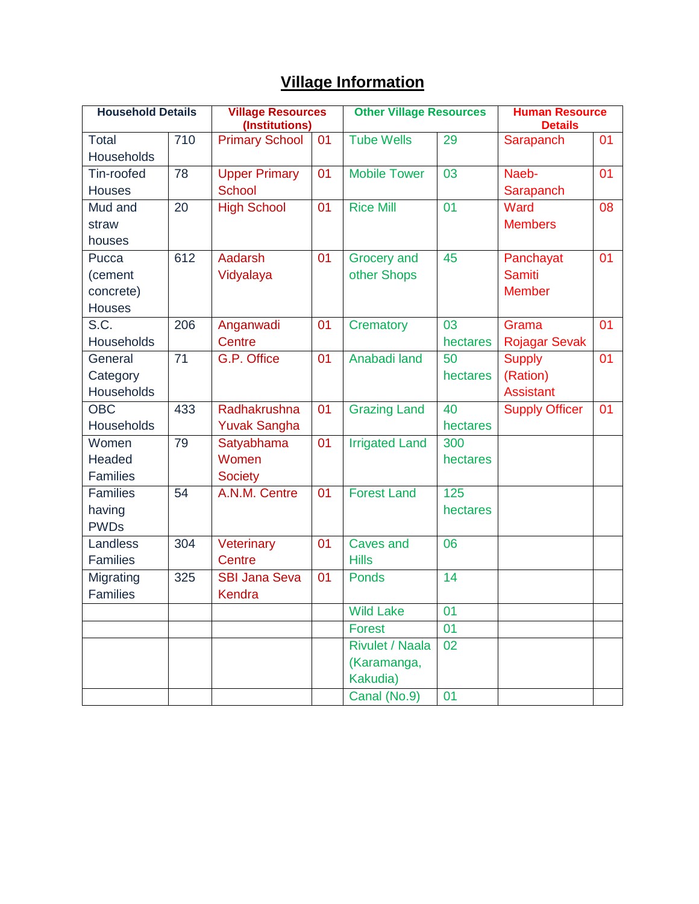# Village Information

| Household Details | | Village Resources (Institutions) | | Other Village Resources | | Human Resource Details | |
|---|---|---|---|---|---|---|---|
| Total Households | 710 | Primary School | 01 | Tube Wells | 29 | Sarapanch | 01 |
| Tin-roofed Houses | 78 | Upper Primary School | 01 | Mobile Tower | 03 | Naeb-Sarapanch | 01 |
| Mud and straw houses | 20 | High School | 01 | Rice Mill | 01 | Ward Members | 08 |
| Pucca (cement concrete) Houses | 612 | Aadarsh Vidyalaya | 01 | Grocery and other Shops | 45 | Panchayat Samiti Member | 01 |
| S.C. Households | 206 | Anganwadi Centre | 01 | Crematory | 03 hectares | Grama Rojagar Sevak | 01 |
| General Category Households | 71 | G.P. Office | 01 | Anabadi land | 50 hectares | Supply (Ration) Assistant | 01 |
| OBC Households | 433 | Radhakrushna Yuvak Sangha | 01 | Grazing Land | 40 hectares | Supply Officer | 01 |
| Women Headed Families | 79 | Satyabhama Women Society | 01 | Irrigated Land | 300 hectares | | |
| Families having PWDs | 54 | A.N.M. Centre | 01 | Forest Land | 125 hectares | | |
| Landless Families | 304 | Veterinary Centre | 01 | Caves and Hills | 06 | | |
| Migrating Families | 325 | SBI Jana Seva Kendra | 01 | Ponds | 14 | | |
| | | | | Wild Lake | 01 | | |
| | | | | Forest | 01 | | |
| | | | | Rivulet / Naala (Karamanga, Kakudia) | 02 | | |
| | | | | Canal (No.9) | 01 | | |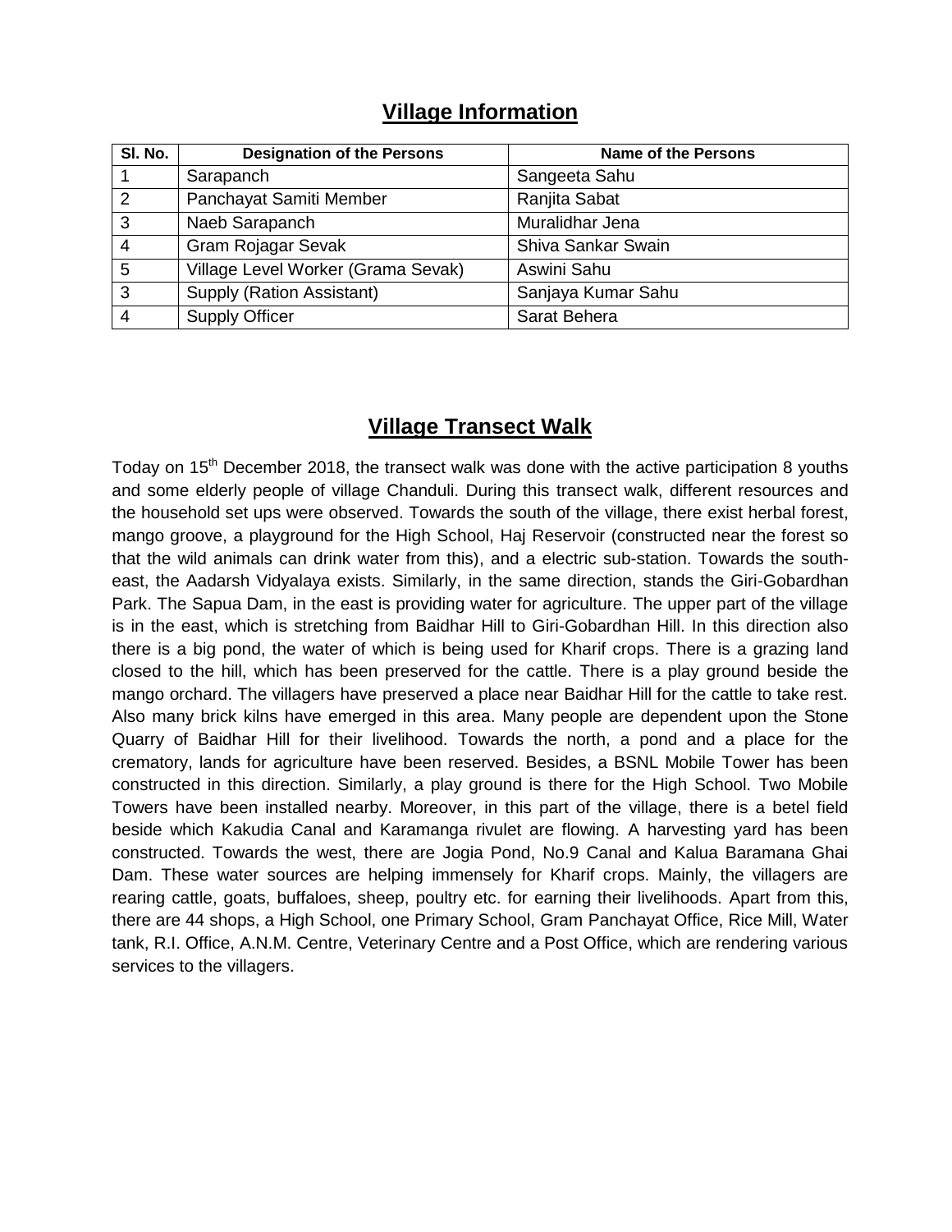## Village Information

| Sl. No. | Designation of the Persons | Name of the Persons |
|---|---|---|
| 1 | Sarapanch | Sangeeta Sahu |
| 2 | Panchayat Samiti Member | Ranjita Sabat |
| 3 | Naeb Sarapanch | Muralidhar Jena |
| 4 | Gram Rojagar Sevak | Shiva Sankar Swain |
| 5 | Village Level Worker (Grama Sevak) | Aswini Sahu |
| 3 | Supply (Ration Assistant) | Sanjaya Kumar Sahu |
| 4 | Supply Officer | Sarat Behera |

## Village Transect Walk

Today on 15th December 2018, the transect walk was done with the active participation 8 youths and some elderly people of village Chanduli. During this transect walk, different resources and the household set ups were observed. Towards the south of the village, there exist herbal forest, mango groove, a playground for the High School, Haj Reservoir (constructed near the forest so that the wild animals can drink water from this), and a electric sub-station. Towards the south-east, the Aadarsh Vidyalaya exists. Similarly, in the same direction, stands the Giri-Gobardhan Park. The Sapua Dam, in the east is providing water for agriculture. The upper part of the village is in the east, which is stretching from Baidhar Hill to Giri-Gobardhan Hill. In this direction also there is a big pond, the water of which is being used for Kharif crops. There is a grazing land closed to the hill, which has been preserved for the cattle. There is a play ground beside the mango orchard. The villagers have preserved a place near Baidhar Hill for the cattle to take rest. Also many brick kilns have emerged in this area. Many people are dependent upon the Stone Quarry of Baidhar Hill for their livelihood. Towards the north, a pond and a place for the crematory, lands for agriculture have been reserved. Besides, a BSNL Mobile Tower has been constructed in this direction. Similarly, a play ground is there for the High School. Two Mobile Towers have been installed nearby. Moreover, in this part of the village, there is a betel field beside which Kakudia Canal and Karamanga rivulet are flowing. A harvesting yard has been constructed. Towards the west, there are Jogia Pond, No.9 Canal and Kalua Baramana Ghai Dam. These water sources are helping immensely for Kharif crops. Mainly, the villagers are rearing cattle, goats, buffaloes, sheep, poultry etc. for earning their livelihoods. Apart from this, there are 44 shops, a High School, one Primary School, Gram Panchayat Office, Rice Mill, Water tank, R.I. Office, A.N.M. Centre, Veterinary Centre and a Post Office, which are rendering various services to the villagers.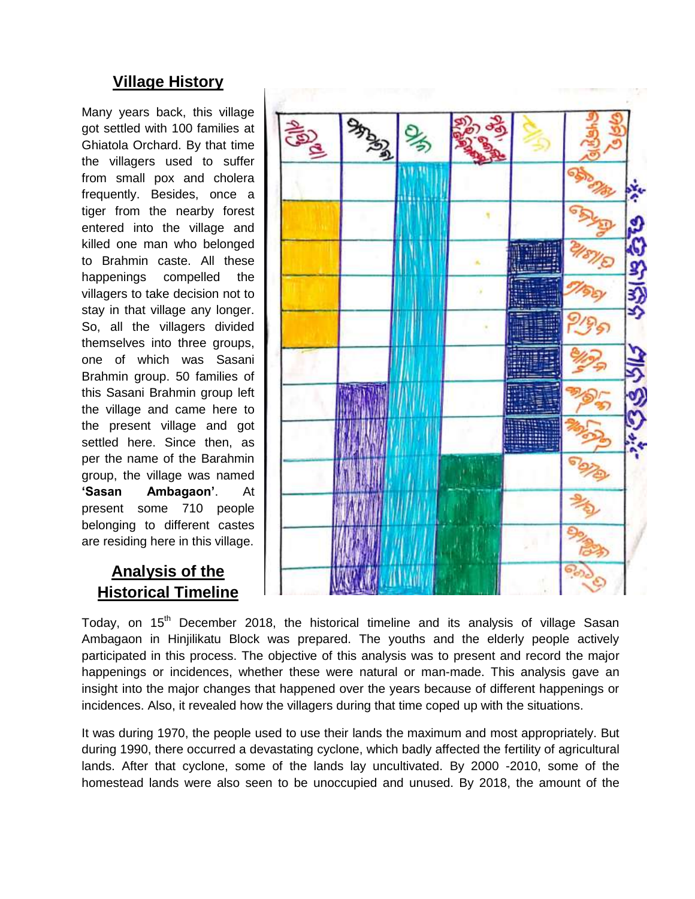## Village History

Many years back, this village got settled with 100 families at Ghiatola Orchard. By that time the villagers used to suffer from small pox and cholera frequently. Besides, once a tiger from the nearby forest entered into the village and killed one man who belonged to Brahmin caste. All these happenings compelled the villagers to take decision not to stay in that village any longer. So, all the villagers divided themselves into three groups, one of which was Sasani Brahmin group. 50 families of this Sasani Brahmin group left the village and came here to the present village and got settled here. Since then, as per the name of the Barahmin group, the village was named **'Sasan Ambagaon'**. At present some 710 people belonging to different castes are residing here in this village.

## Analysis of the Historical Timeline

Today, on 15th December 2018, the historical timeline and its analysis of village Sasan Ambagaon in Hinjilikatu Block was prepared. The youths and the elderly people actively participated in this process. The objective of this analysis was to present and record the major happenings or incidences, whether these were natural or man-made. This analysis gave an insight into the major changes that happened over the years because of different happenings or incidences. Also, it revealed how the villagers during that time coped up with the situations.

It was during 1970, the people used to use their lands the maximum and most appropriately. But during 1990, there occurred a devastating cyclone, which badly affected the fertility of agricultural lands. After that cyclone, some of the lands lay uncultivated. By 2000 -2010, some of the homestead lands were also seen to be unoccupied and unused. By 2018, the amount of the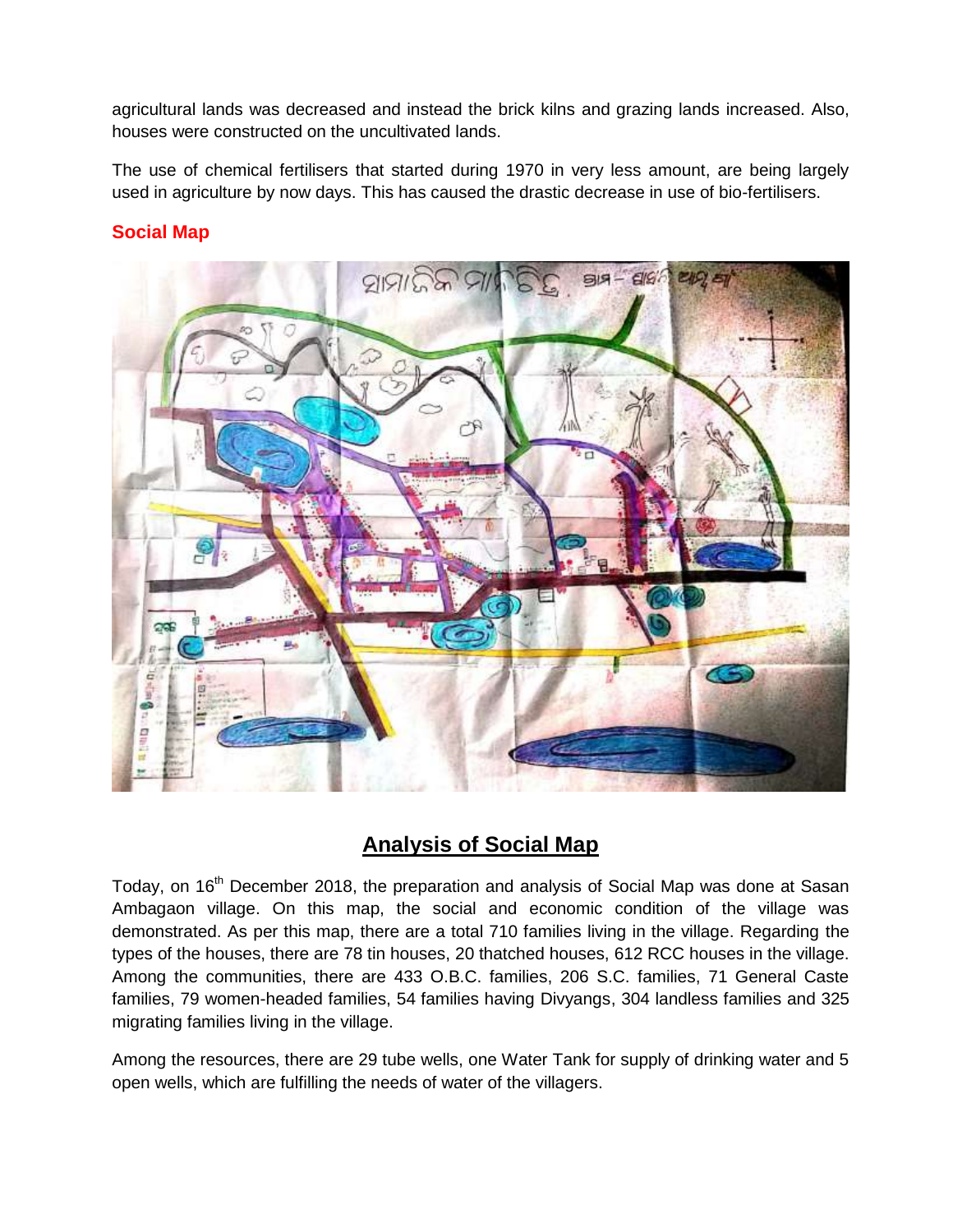agricultural lands was decreased and instead the brick kilns and grazing lands increased. Also, houses were constructed on the uncultivated lands.

The use of chemical fertilisers that started during 1970 in very less amount, are being largely used in agriculture by now days. This has caused the drastic decrease in use of bio-fertilisers.

### Social Map

## Analysis of Social Map

Today, on 16th December 2018, the preparation and analysis of Social Map was done at Sasan Ambagaon village. On this map, the social and economic condition of the village was demonstrated. As per this map, there are a total 710 families living in the village. Regarding the types of the houses, there are 78 tin houses, 20 thatched houses, 612 RCC houses in the village. Among the communities, there are 433 O.B.C. families, 206 S.C. families, 71 General Caste families, 79 women-headed families, 54 families having Divyangs, 304 landless families and 325 migrating families living in the village.

Among the resources, there are 29 tube wells, one Water Tank for supply of drinking water and 5 open wells, which are fulfilling the needs of water of the villagers.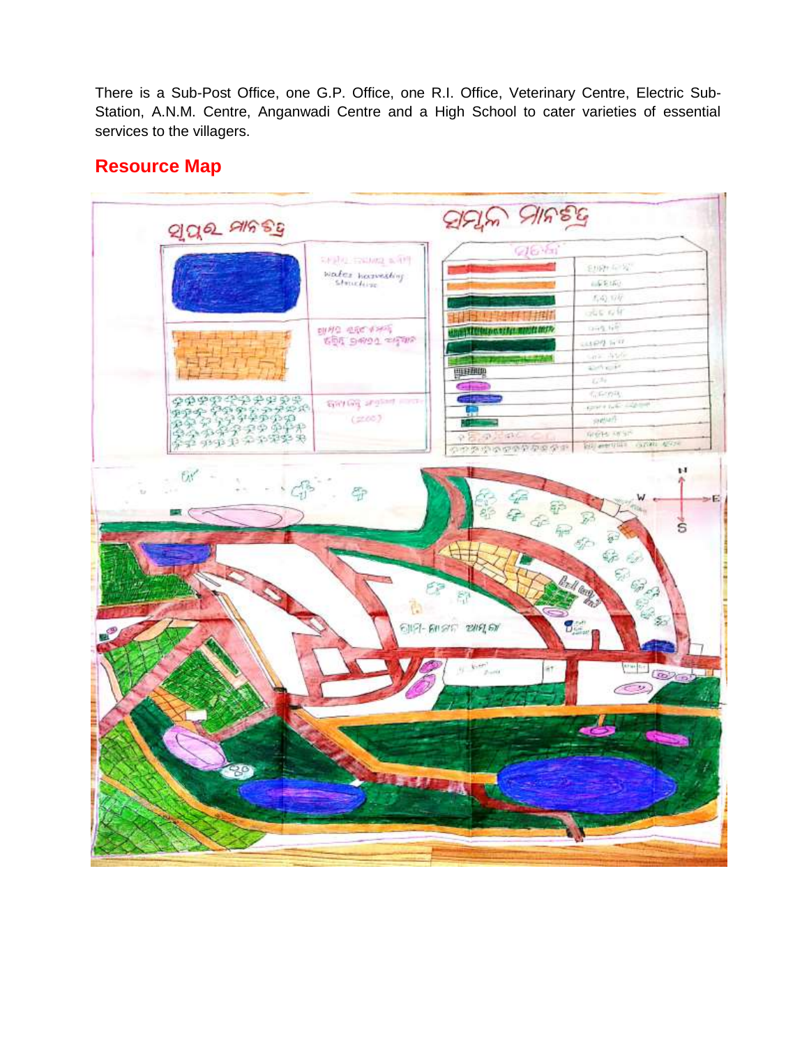There is a Sub-Post Office, one G.P. Office, one R.I. Office, Veterinary Centre, Electric Sub-Station, A.N.M. Centre, Anganwadi Centre and a High School to cater varieties of essential services to the villagers.

## Resource Map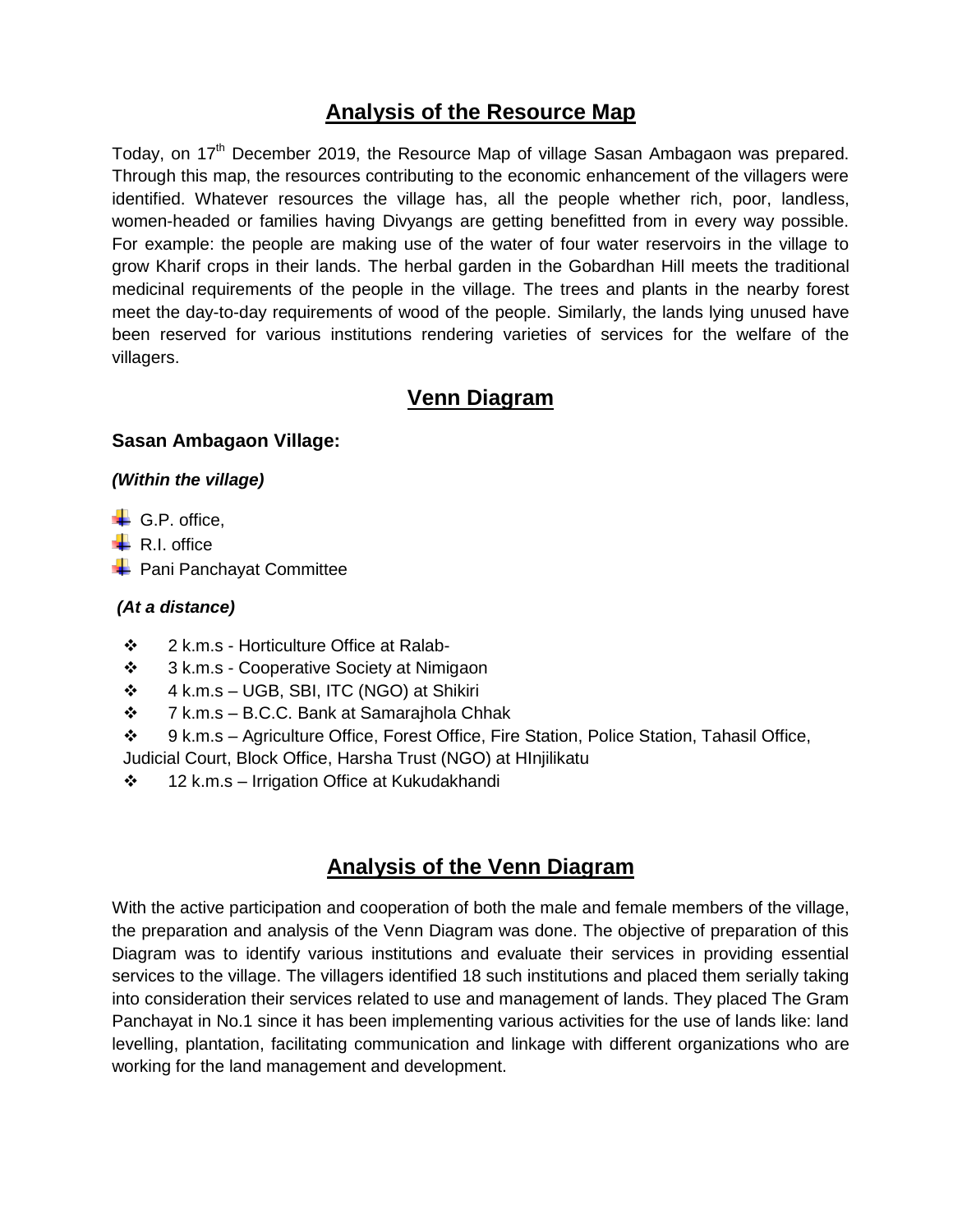## Analysis of the Resource Map

Today, on 17th December 2019, the Resource Map of village Sasan Ambagaon was prepared. Through this map, the resources contributing to the economic enhancement of the villagers were identified. Whatever resources the village has, all the people whether rich, poor, landless, women-headed or families having Divyangs are getting benefitted from in every way possible. For example: the people are making use of the water of four water reservoirs in the village to grow Kharif crops in their lands. The herbal garden in the Gobardhan Hill meets the traditional medicinal requirements of the people in the village. The trees and plants in the nearby forest meet the day-to-day requirements of wood of the people. Similarly, the lands lying unused have been reserved for various institutions rendering varieties of services for the welfare of the villagers.

## Venn Diagram

**Sasan Ambagaon Village:**

***(Within the village)***

- G.P. office,
- R.I. office
- Pani Panchayat Committee

***(At a distance)***

- 2 k.m.s - Horticulture Office at Ralab-
- 3 k.m.s - Cooperative Society at Nimigaon
- 4 k.m.s – UGB, SBI, ITC (NGO) at Shikiri
- 7 k.m.s – B.C.C. Bank at Samarajhola Chhak
- 9 k.m.s – Agriculture Office, Forest Office, Fire Station, Police Station, Tahasil Office, Judicial Court, Block Office, Harsha Trust (NGO) at HInjilikatu
- 12 k.m.s – Irrigation Office at Kukudakhandi

## Analysis of the Venn Diagram

With the active participation and cooperation of both the male and female members of the village, the preparation and analysis of the Venn Diagram was done. The objective of preparation of this Diagram was to identify various institutions and evaluate their services in providing essential services to the village. The villagers identified 18 such institutions and placed them serially taking into consideration their services related to use and management of lands. They placed The Gram Panchayat in No.1 since it has been implementing various activities for the use of lands like: land levelling, plantation, facilitating communication and linkage with different organizations who are working for the land management and development.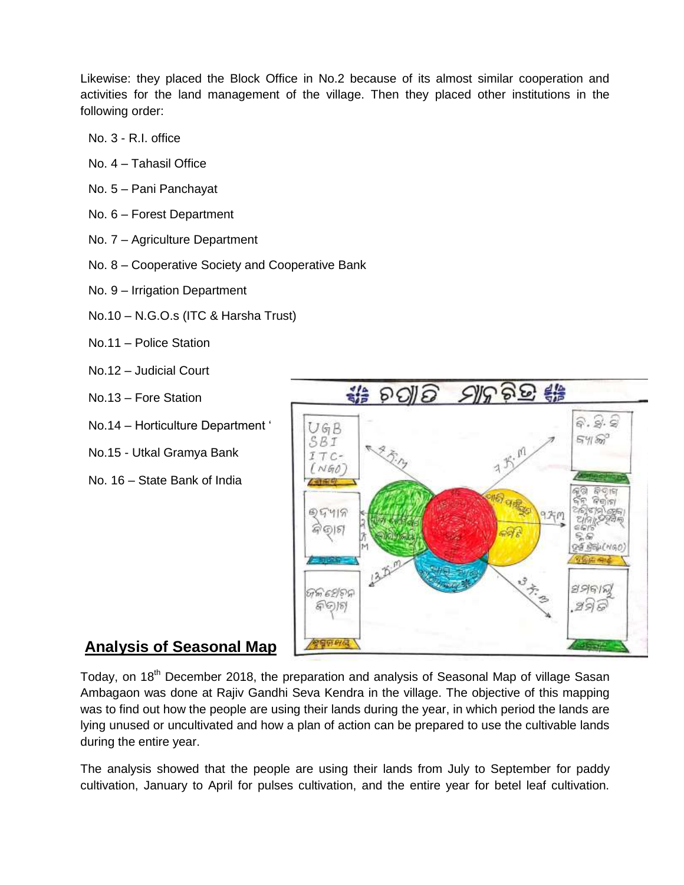Likewise: they placed the Block Office in No.2 because of its almost similar cooperation and activities for the land management of the village. Then they placed other institutions in the following order:

No. 3 - R.I. office

No. 4 – Tahasil Office

No. 5 – Pani Panchayat

No. 6 – Forest Department

No. 7 – Agriculture Department

No. 8 – Cooperative Society and Cooperative Bank

No. 9 – Irrigation Department

No.10 – N.G.O.s (ITC & Harsha Trust)

No.11 – Police Station

No.12 – Judicial Court

No.13 – Fore Station

No.14 – Horticulture Department '

No.15 - Utkal Gramya Bank

No. 16 – State Bank of India

## Analysis of Seasonal Map

Today, on 18th December 2018, the preparation and analysis of Seasonal Map of village Sasan Ambagaon was done at Rajiv Gandhi Seva Kendra in the village. The objective of this mapping was to find out how the people are using their lands during the year, in which period the lands are lying unused or uncultivated and how a plan of action can be prepared to use the cultivable lands during the entire year.

The analysis showed that the people are using their lands from July to September for paddy cultivation, January to April for pulses cultivation, and the entire year for betel leaf cultivation.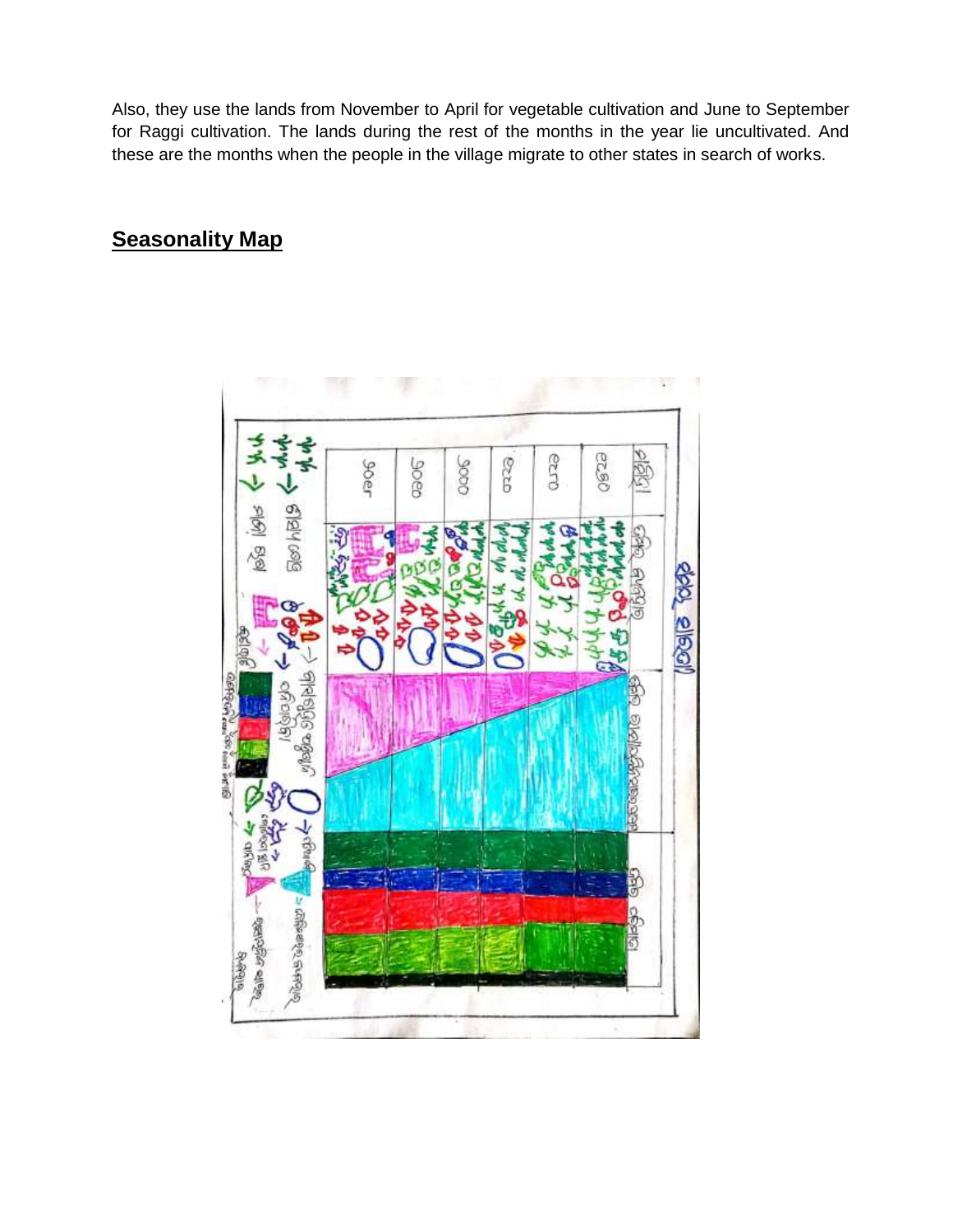Also, they use the lands from November to April for vegetable cultivation and June to September for Raggi cultivation. The lands during the rest of the months in the year lie uncultivated. And these are the months when the people in the village migrate to other states in search of works.

## **Seasonality Map**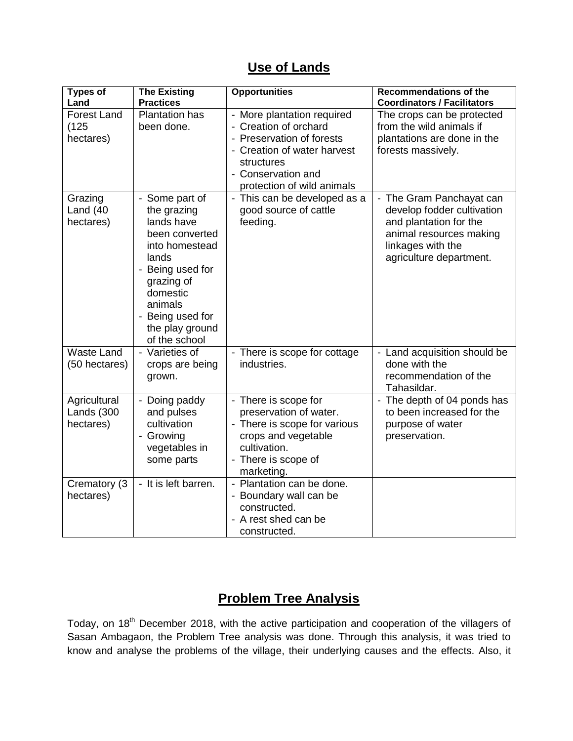## Use of Lands

| Types of Land | The Existing Practices | Opportunities | Recommendations of the Coordinators / Facilitators |
|---|---|---|---|
| Forest Land (125 hectares) | Plantation has been done. | - More plantation required<br>- Creation of orchard<br>- Preservation of forests<br>- Creation of water harvest structures<br>- Conservation and protection of wild animals | The crops can be protected from the wild animals if plantations are done in the forests massively. |
| Grazing Land (40 hectares) | - Some part of the grazing lands have been converted into homestead lands<br>- Being used for grazing of domestic animals<br>- Being used for the play ground of the school | - This can be developed as a good source of cattle feeding. | - The Gram Panchayat can develop fodder cultivation and plantation for the animal resources making linkages with the agriculture department. |
| Waste Land (50 hectares) | - Varieties of crops are being grown. | - There is scope for cottage industries. | - Land acquisition should be done with the recommendation of the Tahasildar. |
| Agricultural Lands (300 hectares) | - Doing paddy and pulses cultivation<br>- Growing vegetables in some parts | - There is scope for preservation of water.<br>- There is scope for various crops and vegetable cultivation.<br>- There is scope of marketing. | - The depth of 04 ponds has to been increased for the purpose of water preservation. |
| Crematory (3 hectares) | - It is left barren. | - Plantation can be done.<br>- Boundary wall can be constructed.<br>- A rest shed can be constructed. | |

## Problem Tree Analysis

Today, on 18th December 2018, with the active participation and cooperation of the villagers of Sasan Ambagaon, the Problem Tree analysis was done. Through this analysis, it was tried to know and analyse the problems of the village, their underlying causes and the effects. Also, it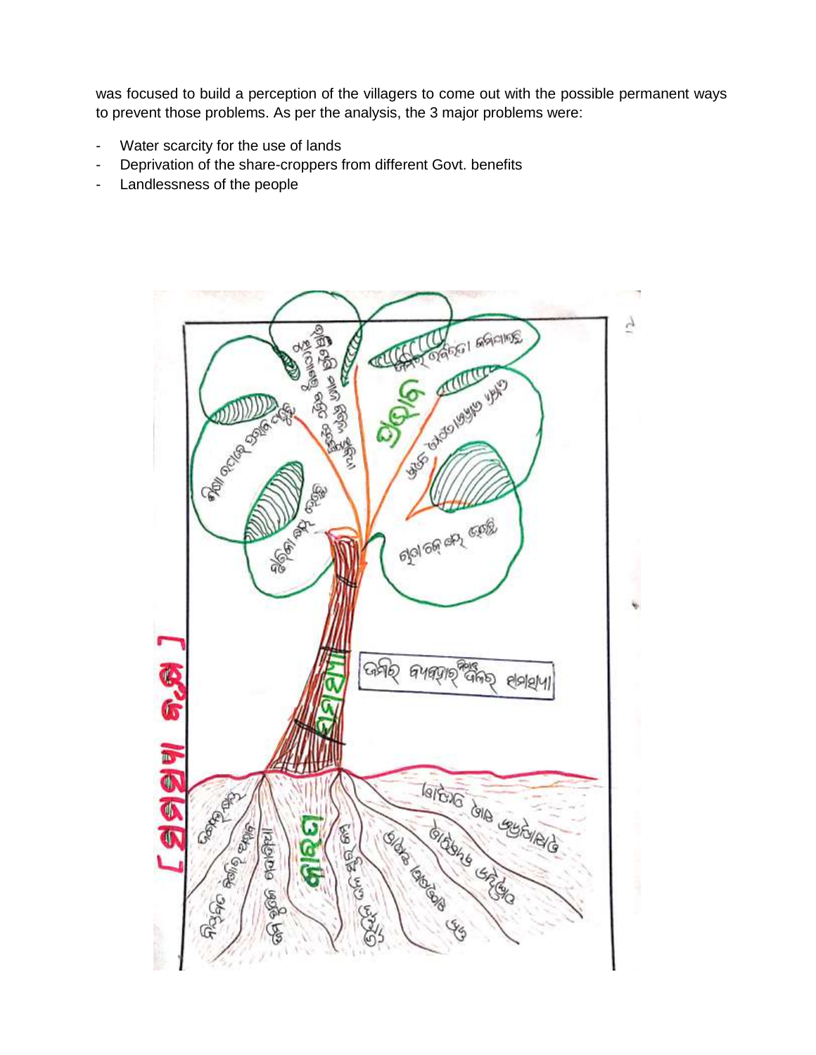was focused to build a perception of the villagers to come out with the possible permanent ways to prevent those problems. As per the analysis, the 3 major problems were:

- Water scarcity for the use of lands
- Deprivation of the share-croppers from different Govt. benefits
- Landlessness of the people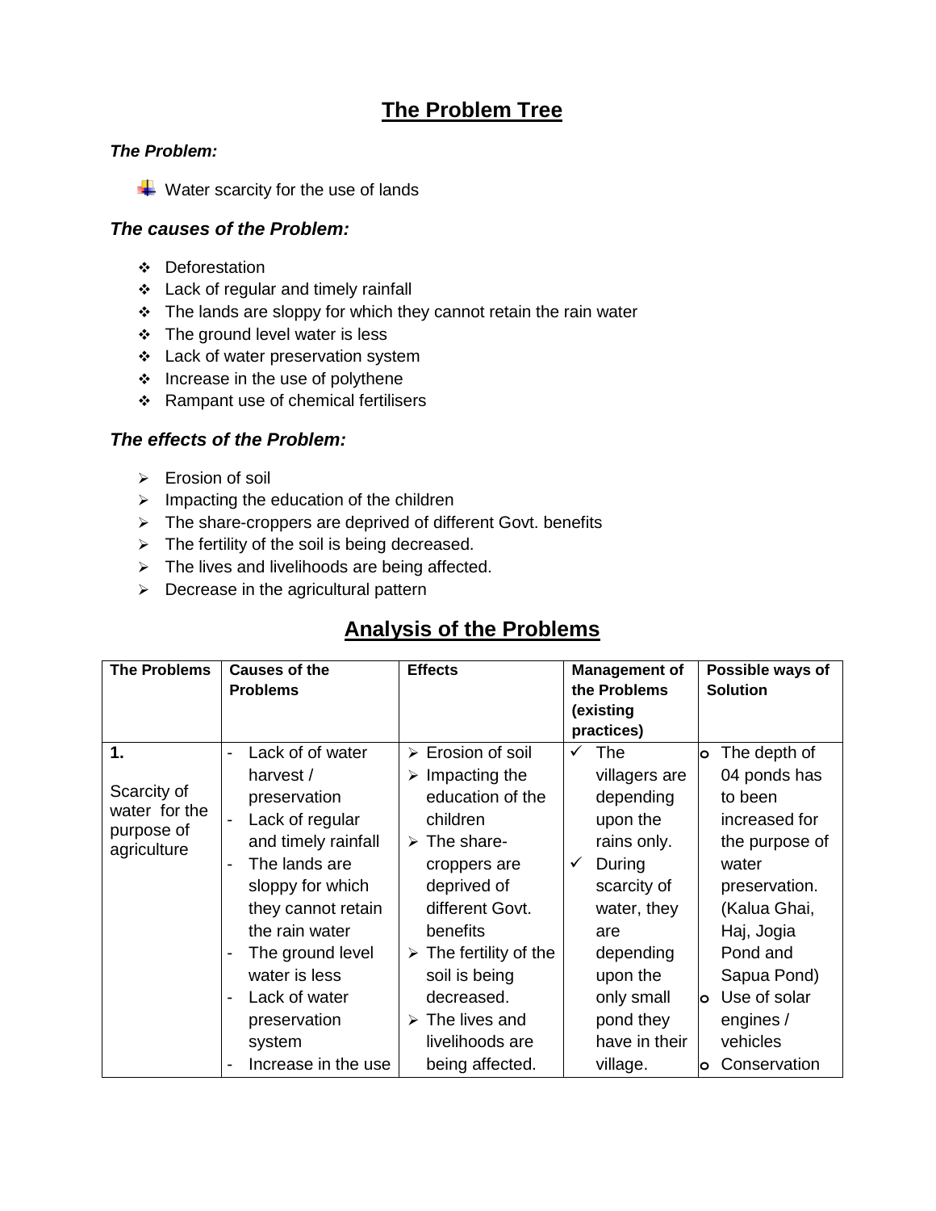# The Problem Tree

***The Problem:***

- Water scarcity for the use of lands

### *The causes of the Problem:*

- Deforestation
- Lack of regular and timely rainfall
- The lands are sloppy for which they cannot retain the rain water
- The ground level water is less
- Lack of water preservation system
- Increase in the use of polythene
- Rampant use of chemical fertilisers

### *The effects of the Problem:*

- Erosion of soil
- Impacting the education of the children
- The share-croppers are deprived of different Govt. benefits
- The fertility of the soil is being decreased.
- The lives and livelihoods are being affected.
- Decrease in the agricultural pattern

## Analysis of the Problems

| The Problems | Causes of the Problems | Effects | Management of the Problems (existing practices) | Possible ways of Solution |
|---|---|---|---|---|
| 1.<br><br>Scarcity of water for the purpose of agriculture | - Lack of of water harvest / preservation<br>- Lack of regular and timely rainfall<br>- The lands are sloppy for which they cannot retain the rain water<br>- The ground level water is less<br>- Lack of water preservation system<br>- Increase in the use | ➢ Erosion of soil<br>➢ Impacting the education of the children<br>➢ The share-croppers are deprived of different Govt. benefits<br>➢ The fertility of the soil is being decreased.<br>➢ The lives and livelihoods are being affected. | ✓ The villagers are depending upon the rains only.<br>✓ During scarcity of water, they are depending upon the only small pond they have in their village. | ○ The depth of 04 ponds has to been increased for the purpose of water preservation. (Kalua Ghai, Haj, Jogia Pond and Sapua Pond)<br>○ Use of solar engines / vehicles<br>○ Conservation |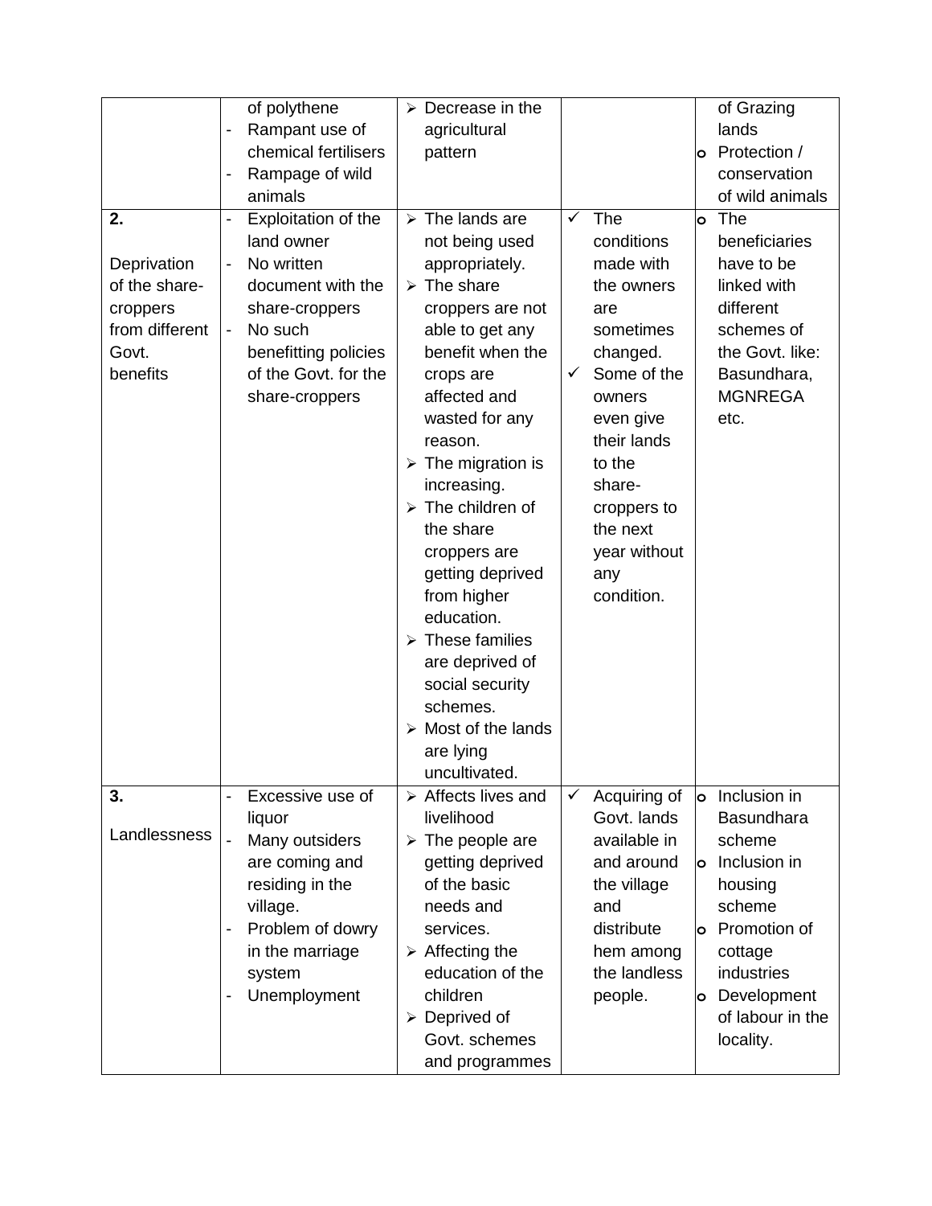| | | | | |
|---|---|---|---|---|
| | of polythene<br>- Rampant use of chemical fertilisers<br>- Rampage of wild animals | ➢ Decrease in the agricultural pattern | | of Grazing lands<br>o Protection / conservation of wild animals |
| **2.**<br><br>Deprivation of the share-croppers from different Govt. benefits | - Exploitation of the land owner<br>- No written document with the share-croppers<br>- No such benefitting policies of the Govt. for the share-croppers | ➢ The lands are not being used appropriately.<br>➢ The share croppers are not able to get any benefit when the crops are affected and wasted for any reason.<br>➢ The migration is increasing.<br>➢ The children of the share croppers are getting deprived from higher education.<br>➢ These families are deprived of social security schemes.<br>➢ Most of the lands are lying uncultivated. | ✓ The conditions made with the owners are sometimes changed.<br>✓ Some of the owners even give their lands to the share-croppers to the next year without any condition. | o The beneficiaries have to be linked with different schemes of the Govt. like: Basundhara, MGNREGA etc. |
| **3.**<br><br>Landlessness | - Excessive use of liquor<br>- Many outsiders are coming and residing in the village.<br>- Problem of dowry in the marriage system<br>- Unemployment | ➢ Affects lives and livelihood<br>➢ The people are getting deprived of the basic needs and services.<br>➢ Affecting the education of the children<br>➢ Deprived of Govt. schemes and programmes | ✓ Acquiring of Govt. lands available in and around the village and distribute hem among the landless people. | o Inclusion in Basundhara scheme<br>o Inclusion in housing scheme<br>o Promotion of cottage industries<br>o Development of labour in the locality. |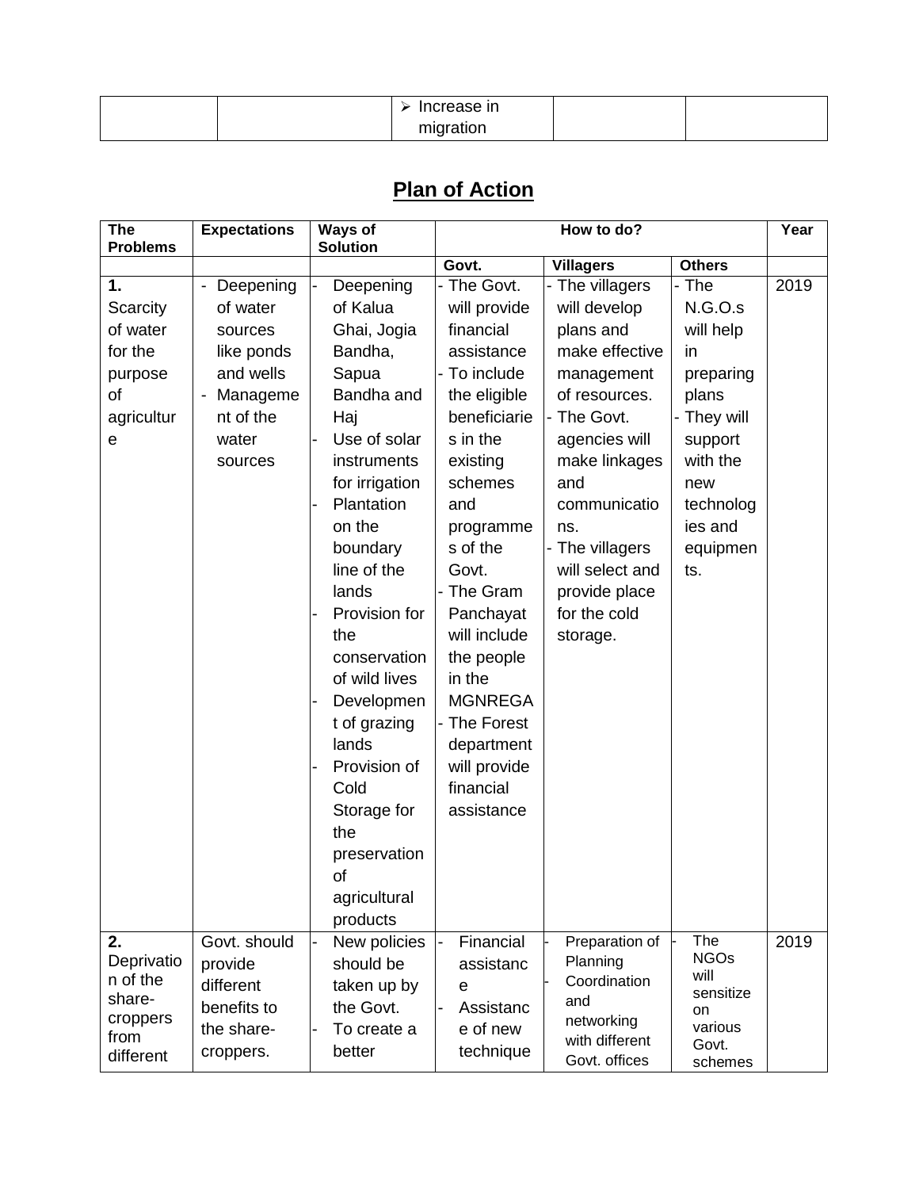| | | ➢ Increase in migration | | |
|---|---|---|---|---|

## Plan of Action

| The Problems | Expectations | Ways of Solution | How to do? | | | Year |
|---|---|---|---|---|---|---|
| | | | Govt. | Villagers | Others | |
| 1. Scarcity of water for the purpose of agriculture | - Deepening of water sources like ponds and wells<br>- Management of the water sources | - Deepening of Kalua Ghai, Jogia Bandha, Sapua Bandha and Haj<br>- Use of solar instruments for irrigation<br>- Plantation on the boundary line of the lands<br>- Provision for the conservation of wild lives<br>- Development of grazing lands<br>- Provision of Cold Storage for the preservation of agricultural products | - The Govt. will provide financial assistance<br>- To include the eligible beneficiaries in the existing schemes and programmes of the Govt.<br>- The Gram Panchayat will include the people in the MGNREGA<br>- The Forest department will provide financial assistance | - The villagers will develop plans and make effective management of resources.<br>- The Govt. agencies will make linkages and communications.<br>- The villagers will select and provide place for the cold storage. | - The N.G.O.s will help in preparing plans<br>- They will support with the new technologies and equipments. | 2019 |
| 2. Deprivation of the share-croppers from different | Govt. should provide different benefits to the share-croppers. | - New policies should be taken up by the Govt.<br>- To create a better | - Financial assistance<br>- Assistance of new technique | - Preparation of Planning<br>- Coordination and networking with different Govt. offices | - The NGOs will sensitize on various Govt. schemes | 2019 |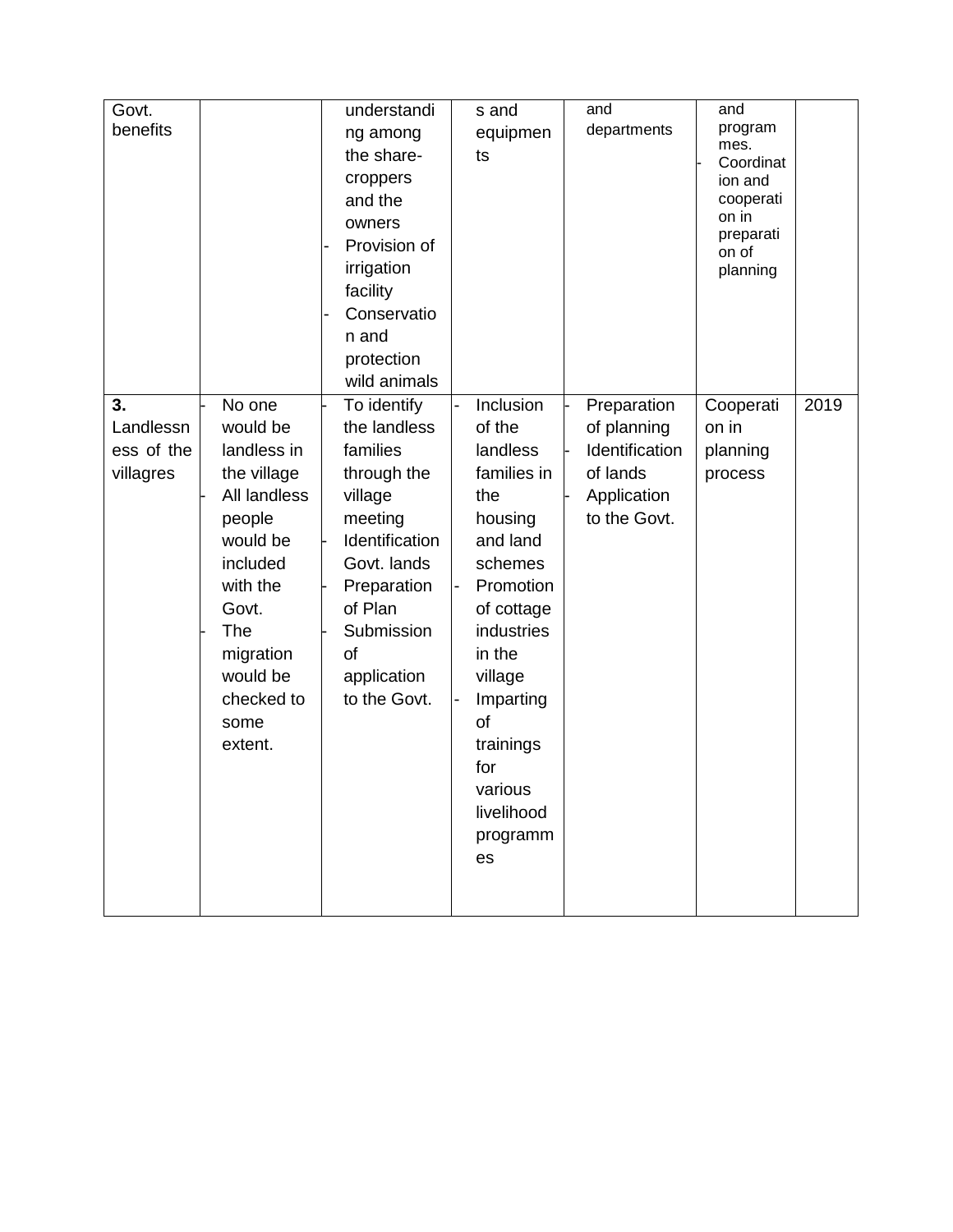| | | | | | | |
|---|---|---|---|---|---|---|
| Govt. benefits | | understanding among the share-croppers and the owners<br>- Provision of irrigation facility<br>- Conservation and protection wild animals | s and equipments | and departments | and programmes.<br>- Coordination and cooperation in preparation of planning | |
| **3.** Landlessness of the villagres | - No one would be landless in the village<br>- All landless people would be included with the Govt.<br>- The migration would be checked to some extent. | - To identify the landless families through the village meeting<br>- Identification Govt. lands<br>- Preparation of Plan<br>- Submission of application to the Govt. | - Inclusion of the landless families in the housing and land schemes<br>- Promotion of cottage industries in the village<br>- Imparting of trainings for various livelihood programmes | - Preparation of planning<br>- Identification of lands<br>- Application to the Govt. | Cooperation in planning process | 2019 |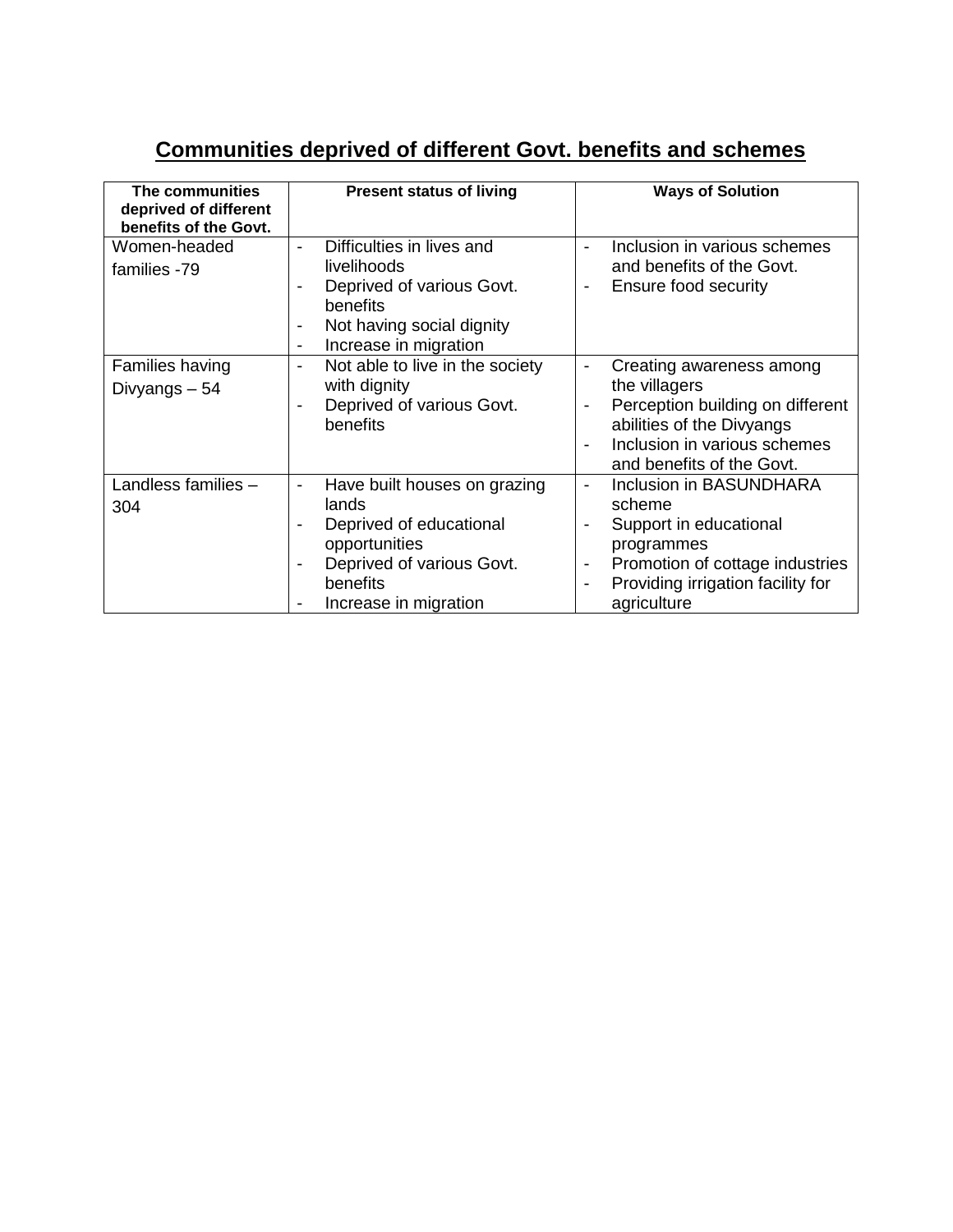# Communities deprived of different Govt. benefits and schemes

| The communities deprived of different benefits of the Govt. | Present status of living | Ways of Solution |
|---|---|---|
| Women-headed families -79 | - Difficulties in lives and livelihoods<br>- Deprived of various Govt. benefits<br>- Not having social dignity<br>- Increase in migration | - Inclusion in various schemes and benefits of the Govt.<br>- Ensure food security |
| Families having Divyangs – 54 | - Not able to live in the society with dignity<br>- Deprived of various Govt. benefits | - Creating awareness among the villagers<br>- Perception building on different abilities of the Divyangs<br>- Inclusion in various schemes and benefits of the Govt. |
| Landless families – 304 | - Have built houses on grazing lands<br>- Deprived of educational opportunities<br>- Deprived of various Govt. benefits<br>- Increase in migration | - Inclusion in BASUNDHARA scheme<br>- Support in educational programmes<br>- Promotion of cottage industries<br>- Providing irrigation facility for agriculture |